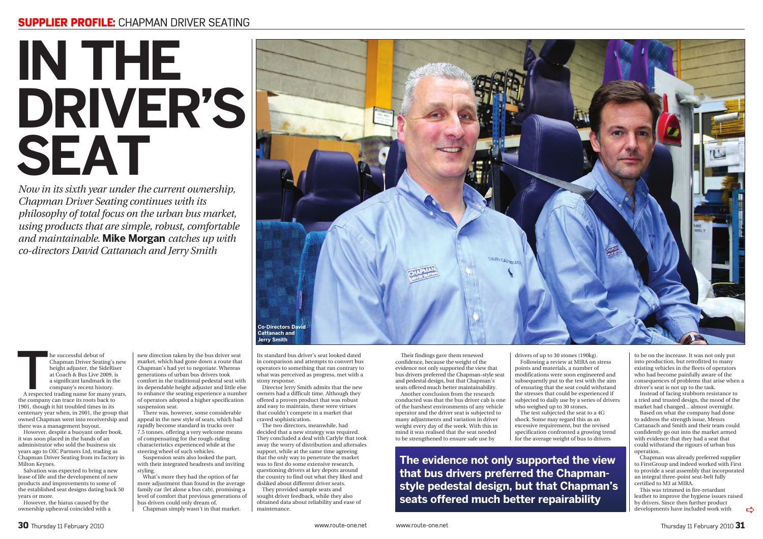SUPPLIER PROFILE: CHAPMAN DRIVER SEATING

# IN THE DRIVER'S SEAT

*Now in its sixth year under the current ownership, Chapman Driver Seating continues with its philosophy of total focus on the urban bus market, using products that are simple, robust, comfortable and maintainable.* **Mike Morgan** *catches up with co-directors David Cattanach and Jerry Smith*

Co-Directors David Cattanach and Jerry Smith

The successful debut of Chapman Driver Seating's new height adjuster, the SideRiser at Coach & Bus Live 2009, is a significant landmark in the company's recent history.

A respected trading name for many years, the company can trace its roots back to 1901, though it hit troubled times in its centenary year when, in 2001, the group that owned Chapman went into receivership and there was a management buyout.

However, despite a buoyant order book, it was soon placed in the hands of an administrator who sold the business six years ago to OIC Partners Ltd, trading as Chapman Driver Seating from its factory in Milton Keynes.

Salvation was expected to bring a new lease of life and the development of new products and improvements to some of the established seat designs dating back 50 years or more.

However, the hiatus caused by the ownership upheaval coincided with a new direction taken by the bus driver seat market, which had gone down a route that Chapman's had yet to negotiate. Whereas generations of urban bus drivers took comfort in the traditional pedestal seat with its dependable height adjuster and little else to enhance the seating experience a number of operators adopted a higher specification suspension seat.

There was, however, some considerable appeal in the new style of seats, which had rapidly become standard in trucks over 7.5 tonnes, offering a very welcome means of compensating for the rough-riding characteristics experienced while at the steering wheel of such vehicles.

Suspension seats also looked the part, with their integrated headrests and inviting styling.

What's more they had the option of far more adjustment than found in the average family car (let alone a bus cab), promising a level of comfort that previous generations of bus drivers could only dream of.

Chapman simply wasn't in that market. Its standard bus driver's seat looked dated in comparison and attempts to convert bus operators to something that ran contrary to what was perceived as progress, met with a stony response.

Director Jerry Smith admits that the new owners had a difficult time. Although they offered a proven product that was robust and easy to maintain, these were virtues that couldn't compete in a market that craved sophistication.

The two directors, meanwhile, had decided that a new strategy was required. They concluded a deal with Carlyle that took away the worry of distribution and aftersales support, while at the same time agreeing that the only way to penetrate the market was to first do some extensive research, questioning drivers at key depots around the country to find out what they liked and disliked about different driver seats.

They provided sample seats and sought driver feedback, while they also obtained data about reliability and ease of maintenance.

Their findings gave them renewed confidence, because the weight of the evidence not only supported the view that bus drivers preferred the Chapman-style seat and pedestal design, but that Chapman's seats offered much better maintainability.

Another conclusion from the research conducted was that the bus driver cab is one of the harshest environments of any vehicle operator and the driver seat is subjected to many adjustments and variation in driver weight every day of the week. With this in mind it was realised that the seat needed to be strengthened to ensure safe use by drivers of up to 30 stones (190kg).

Following a review at MIRA on stress points and materials, a number of modifications were soon engineered and subsequently put to the test with the aim of ensuring that the seat could withstand the stresses that could be experienced if subjected to daily use by a series of drivers who weighed up to 30 stones.

The test subjected the seat to a 4G shock. Some may regard this as an excessive requirement, but the revised specification confronted a growing trend for the average weight of bus to drivers to be on the increase. It was not only put into production, but retrofitted to many existing vehicles in the fleets of operators who had become painfully aware of the consequences of problems that arise when a driver's seat is not up to the task.

Instead of facing stubborn resistance to a tried and trusted design, the mood of the market had changed... almost overnight.

Based on what the company had done to address the strength issue, Messrs Cattanach and Smith and their team could confidently go out into the market armed with evidence that they had a seat that could withstand the rigours of urban bus operation.

Chapman was already preferred supplier to FirstGroup and indeed worked with First to provide a seat assembly that incorporated an integral three-point seat-belt fully certified to M3 at MIRA.

This was trimmed in fire-retardant leather to improve the hygiene issues raised by drivers. Since then further product developments have included work with

**The evidence not only supported the view that bus drivers preferred the Chapman-style pedestal design, but that Chapman's seats offered much better repairability**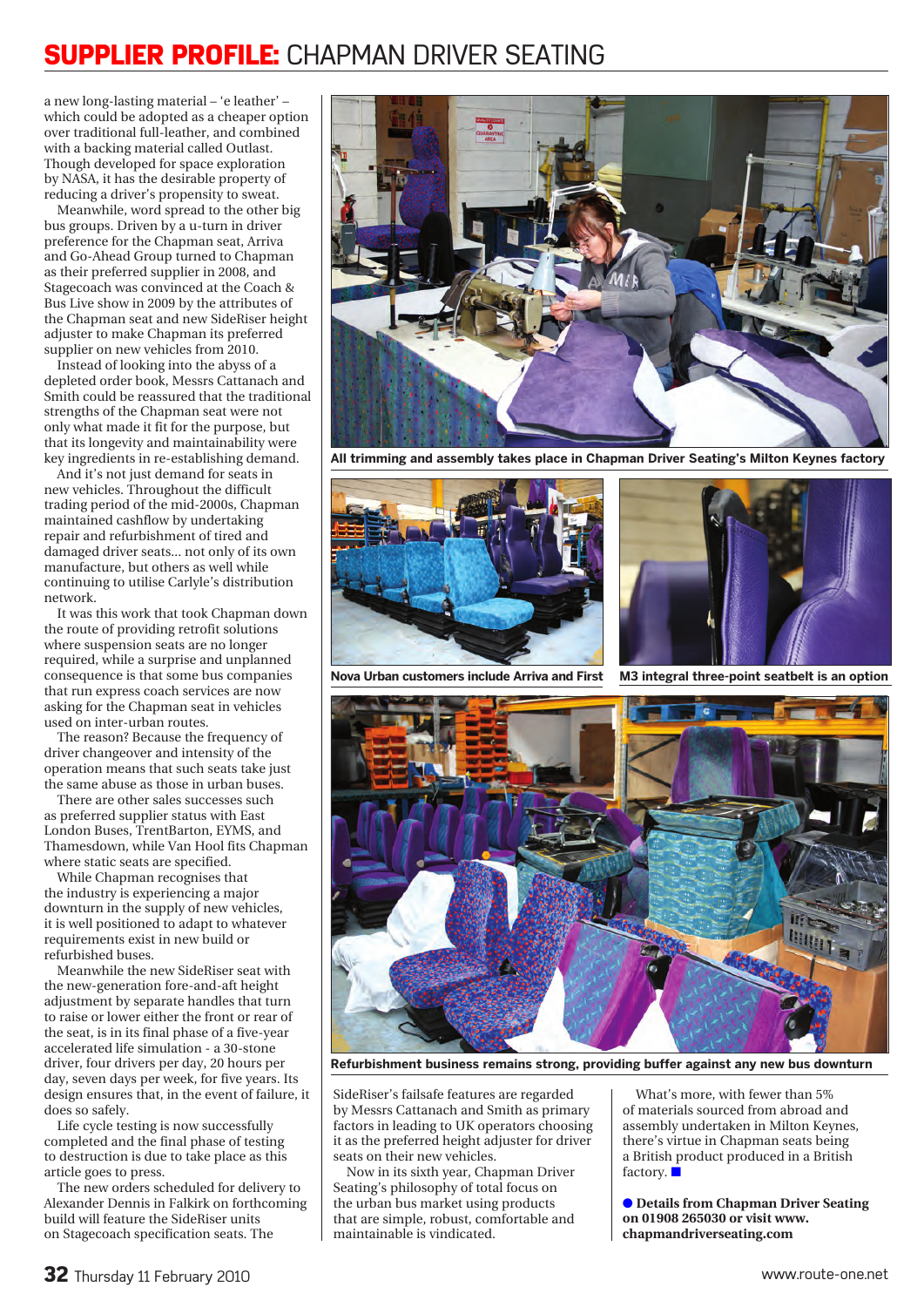# SUPPLIER PROFILE: CHAPMAN DRIVER SEATING

a new long-lasting material – 'e leather' – which could be adopted as a cheaper option over traditional full-leather, and combined with a backing material called Outlast. Though developed for space exploration by NASA, it has the desirable property of reducing a driver's propensity to sweat.

Meanwhile, word spread to the other big bus groups. Driven by a u-turn in driver preference for the Chapman seat, Arriva and Go-Ahead Group turned to Chapman as their preferred supplier in 2008, and Stagecoach was convinced at the Coach & Bus Live show in 2009 by the attributes of the Chapman seat and new SideRiser height adjuster to make Chapman its preferred supplier on new vehicles from 2010.

Instead of looking into the abyss of a depleted order book, Messrs Cattanach and Smith could be reassured that the traditional strengths of the Chapman seat were not only what made it fit for the purpose, but that its longevity and maintainability were key ingredients in re-establishing demand.

And it's not just demand for seats in new vehicles. Throughout the difficult trading period of the mid-2000s, Chapman maintained cashflow by undertaking repair and refurbishment of tired and damaged driver seats... not only of its own manufacture, but others as well while continuing to utilise Carlyle's distribution network.

It was this work that took Chapman down the route of providing retrofit solutions where suspension seats are no longer required, while a surprise and unplanned consequence is that some bus companies that run express coach services are now asking for the Chapman seat in vehicles used on inter-urban routes.

The reason? Because the frequency of driver changeover and intensity of the operation means that such seats take just the same abuse as those in urban buses.

There are other sales successes such as preferred supplier status with East London Buses, TrentBarton, EYMS, and Thamesdown, while Van Hool fits Chapman where static seats are specified.

While Chapman recognises that the industry is experiencing a major downturn in the supply of new vehicles, it is well positioned to adapt to whatever requirements exist in new build or refurbished buses.

Meanwhile the new SideRiser seat with the new-generation fore-and-aft height adjustment by separate handles that turn to raise or lower either the front or rear of the seat, is in its final phase of a five-year accelerated life simulation - a 30-stone driver, four drivers per day, 20 hours per day, seven days per week, for five years. Its design ensures that, in the event of failure, it does so safely.

Life cycle testing is now successfully completed and the final phase of testing to destruction is due to take place as this article goes to press.

The new orders scheduled for delivery to Alexander Dennis in Falkirk on forthcoming build will feature the SideRiser units on Stagecoach specification seats. The SideRiser's failsafe features are regarded by Messrs Cattanach and Smith as primary factors in leading to UK operators choosing it as the preferred height adjuster for driver seats on their new vehicles.

Now in its sixth year, Chapman Driver Seating's philosophy of total focus on the urban bus market using products that are simple, robust, comfortable and maintainable is vindicated.

What's more, with fewer than 5% of materials sourced from abroad and assembly undertaken in Milton Keynes, there's virtue in Chapman seats being a British product produced in a British factory. ■

All trimming and assembly takes place in Chapman Driver Seating's Milton Keynes factory

Nova Urban customers include Arriva and First

M3 integral three-point seatbelt is an option

Refurbishment business remains strong, providing buffer against any new bus downturn

● **Details from Chapman Driver Seating on 01908 265030 or visit www.chapmandriverseating.com**